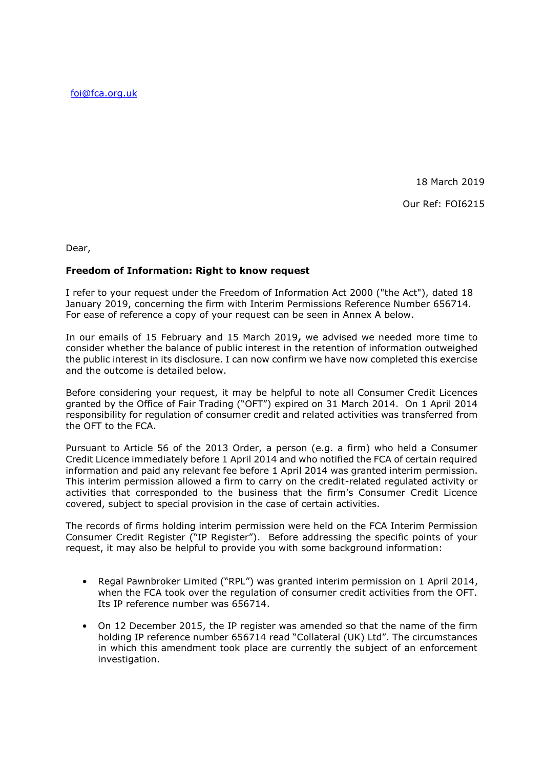foi@fca.org.uk

18 March 2019

Our Ref: FOI6215

Dear,

**Freedom of Information: Right to know request**

I refer to your request under the Freedom of Information Act 2000 ("the Act"), dated 18 January 2019, concerning the firm with Interim Permissions Reference Number 656714. For ease of reference a copy of your request can be seen in Annex A below.

In our emails of 15 February and 15 March 2019**,** we advised we needed more time to consider whether the balance of public interest in the retention of information outweighed the public interest in its disclosure. I can now confirm we have now completed this exercise and the outcome is detailed below.

Before considering your request, it may be helpful to note all Consumer Credit Licences granted by the Office of Fair Trading ("OFT") expired on 31 March 2014. On 1 April 2014 responsibility for regulation of consumer credit and related activities was transferred from the OFT to the FCA.

Pursuant to Article 56 of the 2013 Order, a person (e.g. a firm) who held a Consumer Credit Licence immediately before 1 April 2014 and who notified the FCA of certain required information and paid any relevant fee before 1 April 2014 was granted interim permission. This interim permission allowed a firm to carry on the credit-related regulated activity or activities that corresponded to the business that the firm's Consumer Credit Licence covered, subject to special provision in the case of certain activities.

The records of firms holding interim permission were held on the FCA Interim Permission Consumer Credit Register ("IP Register"). Before addressing the specific points of your request, it may also be helpful to provide you with some background information:

- Regal Pawnbroker Limited ("RPL") was granted interim permission on 1 April 2014, when the FCA took over the regulation of consumer credit activities from the OFT. Its IP reference number was 656714.
- On 12 December 2015, the IP register was amended so that the name of the firm holding IP reference number 656714 read "Collateral (UK) Ltd". The circumstances in which this amendment took place are currently the subject of an enforcement investigation.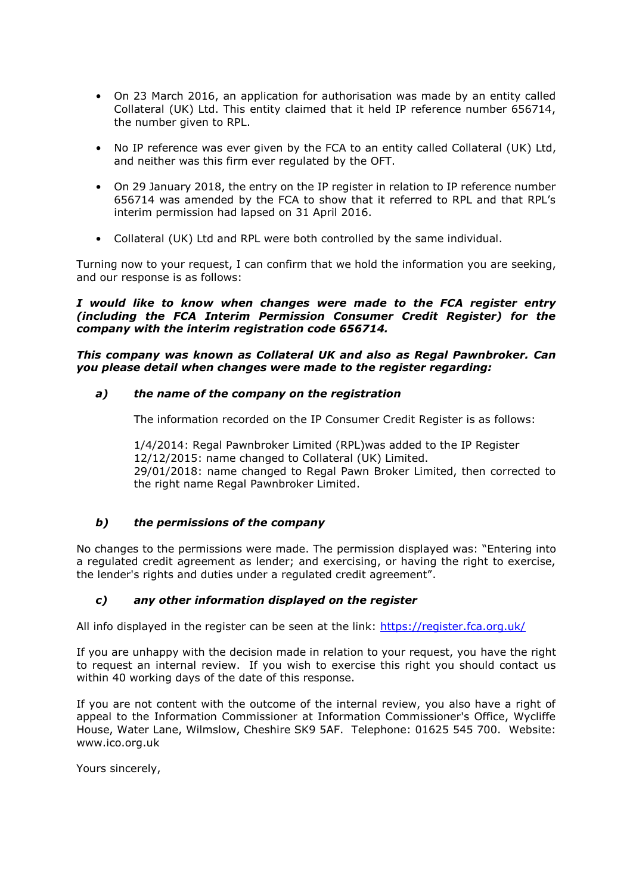- On 23 March 2016, an application for authorisation was made by an entity called Collateral (UK) Ltd. This entity claimed that it held IP reference number 656714, the number given to RPL.

- No IP reference was ever given by the FCA to an entity called Collateral (UK) Ltd, and neither was this firm ever regulated by the OFT.

- On 29 January 2018, the entry on the IP register in relation to IP reference number 656714 was amended by the FCA to show that it referred to RPL and that RPL's interim permission had lapsed on 31 April 2016.

- Collateral (UK) Ltd and RPL were both controlled by the same individual.

Turning now to your request, I can confirm that we hold the information you are seeking, and our response is as follows:

***I would like to know when changes were made to the FCA register entry (including the FCA Interim Permission Consumer Credit Register) for the company with the interim registration code 656714.***

***This company was known as Collateral UK and also as Regal Pawnbroker. Can you please detail when changes were made to the register regarding:***

***a) the name of the company on the registration***

The information recorded on the IP Consumer Credit Register is as follows:

1/4/2014: Regal Pawnbroker Limited (RPL)was added to the IP Register
12/12/2015: name changed to Collateral (UK) Limited.
29/01/2018: name changed to Regal Pawn Broker Limited, then corrected to the right name Regal Pawnbroker Limited.

***b) the permissions of the company***

No changes to the permissions were made. The permission displayed was: "Entering into a regulated credit agreement as lender; and exercising, or having the right to exercise, the lender's rights and duties under a regulated credit agreement".

***c) any other information displayed on the register***

All info displayed in the register can be seen at the link: https://register.fca.org.uk/

If you are unhappy with the decision made in relation to your request, you have the right to request an internal review. If you wish to exercise this right you should contact us within 40 working days of the date of this response.

If you are not content with the outcome of the internal review, you also have a right of appeal to the Information Commissioner at Information Commissioner's Office, Wycliffe House, Water Lane, Wilmslow, Cheshire SK9 5AF. Telephone: 01625 545 700. Website: www.ico.org.uk

Yours sincerely,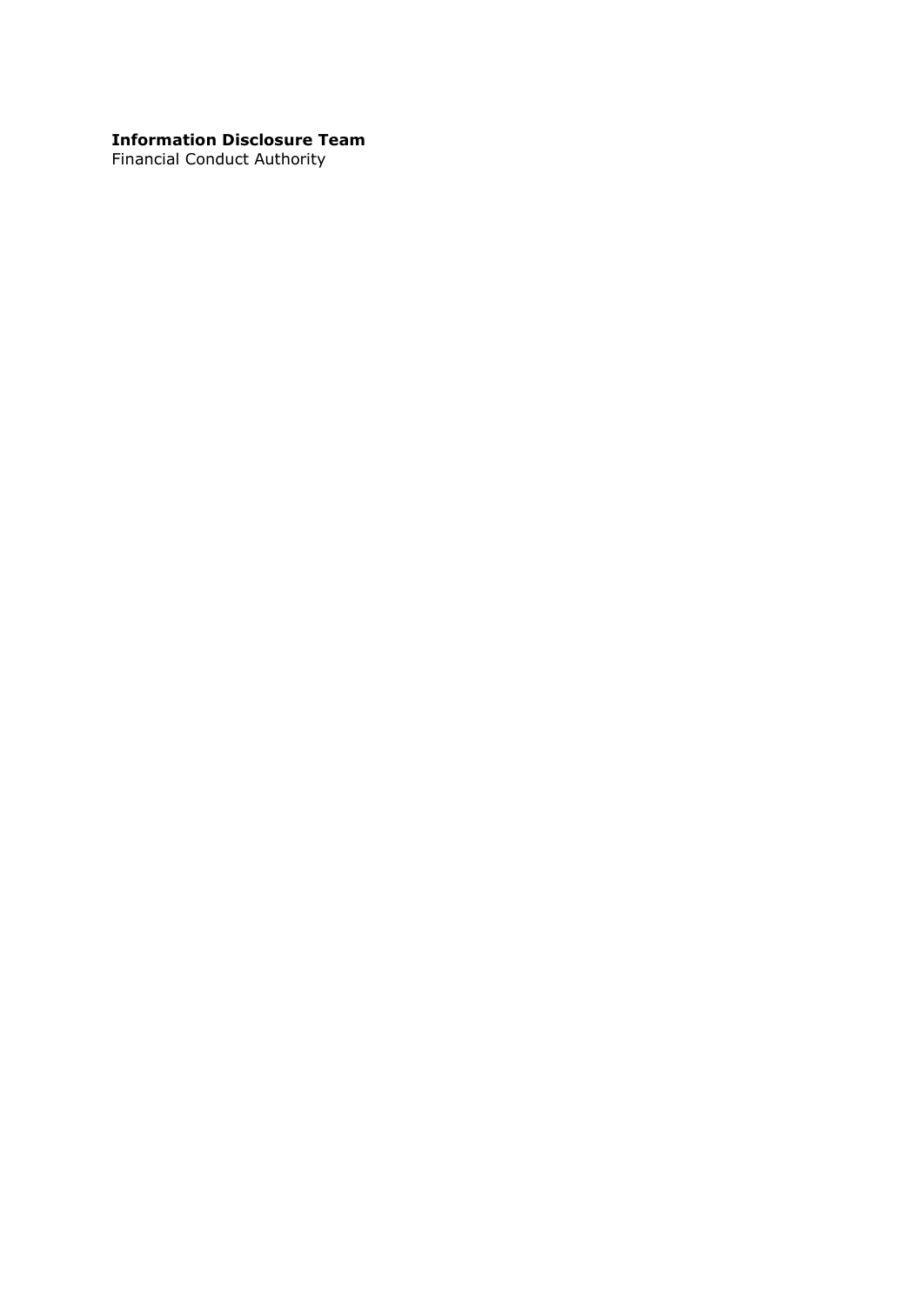**Information Disclosure Team**
Financial Conduct Authority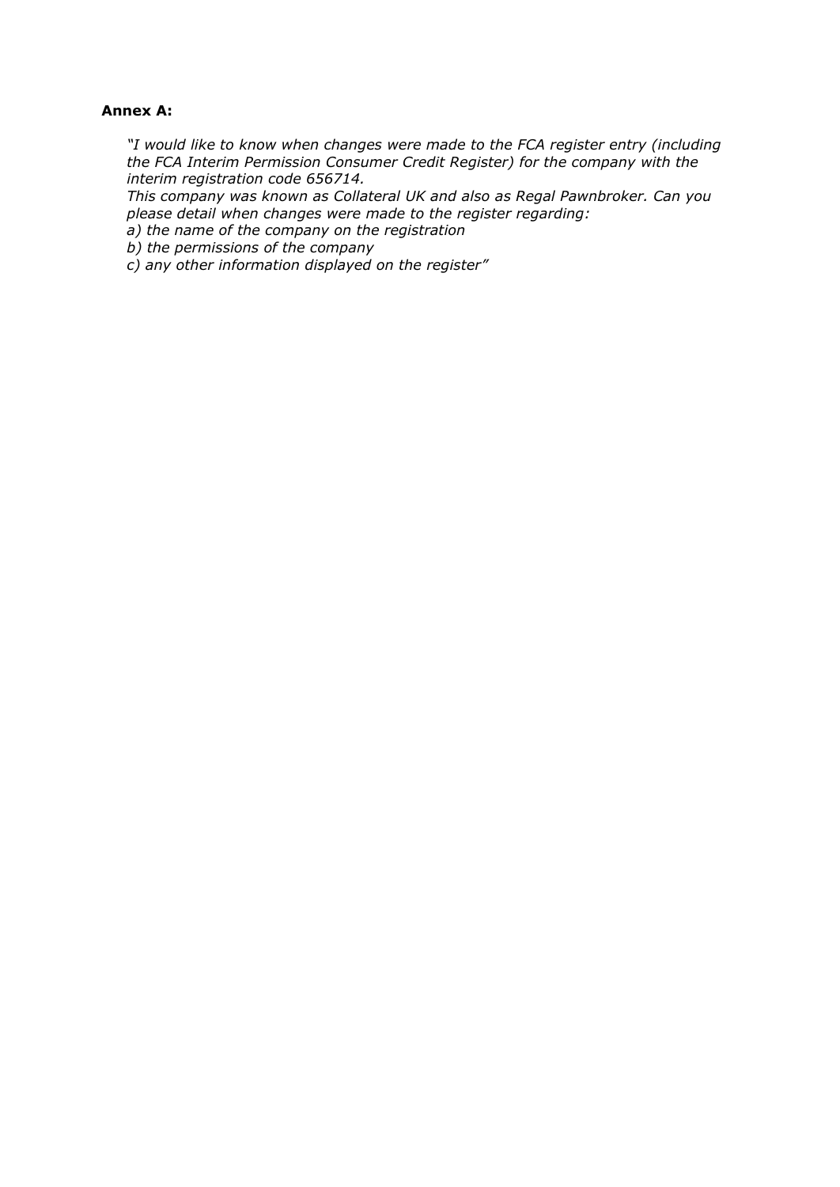**Annex A:**

*"I would like to know when changes were made to the FCA register entry (including the FCA Interim Permission Consumer Credit Register) for the company with the interim registration code 656714.*
*This company was known as Collateral UK and also as Regal Pawnbroker. Can you please detail when changes were made to the register regarding:*
*a) the name of the company on the registration*
*b) the permissions of the company*
*c) any other information displayed on the register"*